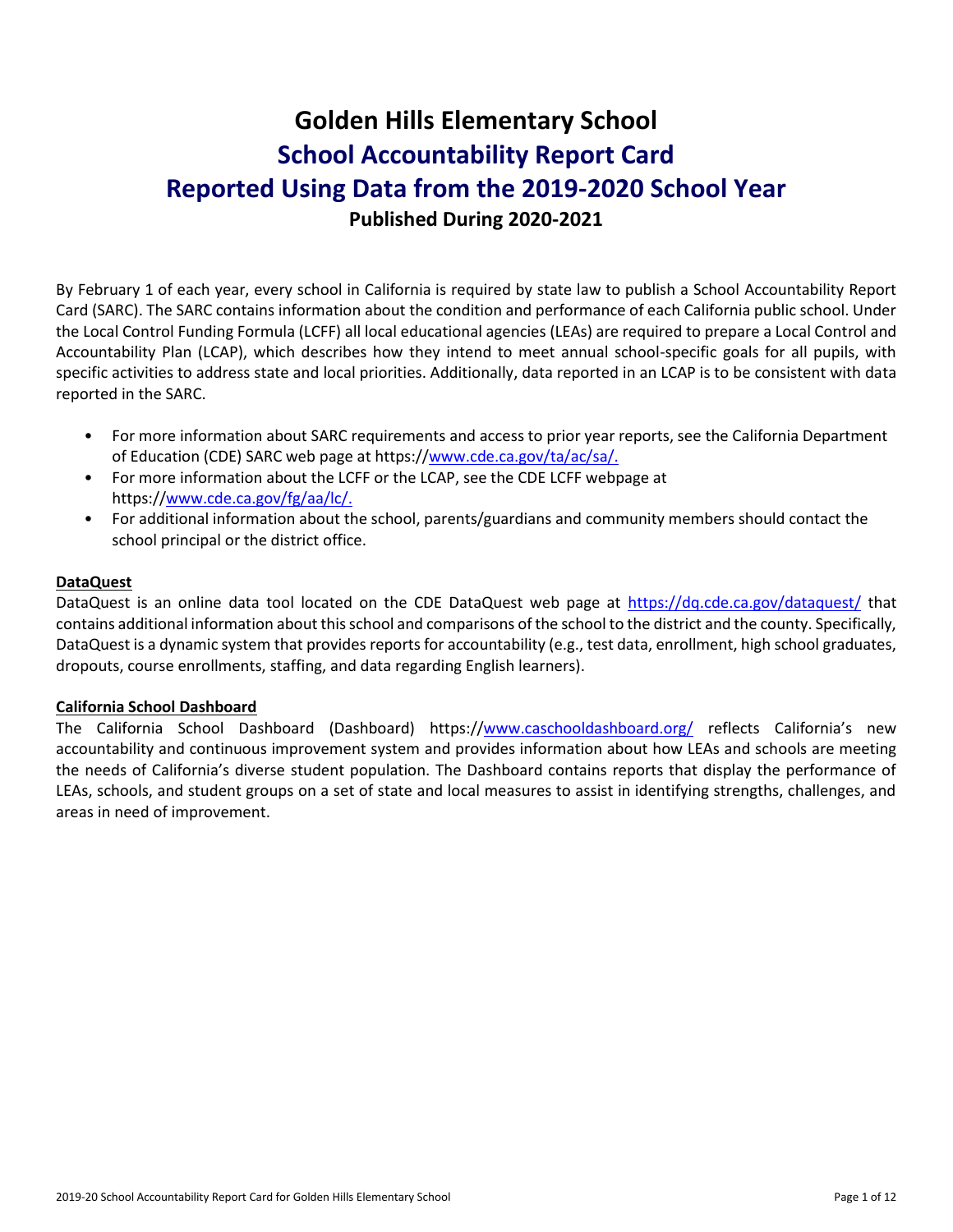# Golden Hills Elementary School

## School Accountability Report Card

## Reported Using Data from the 2019-2020 School Year

### Published During 2020-2021

By February 1 of each year, every school in California is required by state law to publish a School Accountability Report Card (SARC). The SARC contains information about the condition and performance of each California public school. Under the Local Control Funding Formula (LCFF) all local educational agencies (LEAs) are required to prepare a Local Control and Accountability Plan (LCAP), which describes how they intend to meet annual school-specific goals for all pupils, with specific activities to address state and local priorities. Additionally, data reported in an LCAP is to be consistent with data reported in the SARC.

- For more information about SARC requirements and access to prior year reports, see the California Department of Education (CDE) SARC web page at https://www.cde.ca.gov/ta/ac/sa/.
- For more information about the LCFF or the LCAP, see the CDE LCFF webpage at https://www.cde.ca.gov/fg/aa/lc/.
- For additional information about the school, parents/guardians and community members should contact the school principal or the district office.

**DataQuest**

DataQuest is an online data tool located on the CDE DataQuest web page at https://dq.cde.ca.gov/dataquest/ that contains additional information about this school and comparisons of the school to the district and the county. Specifically, DataQuest is a dynamic system that provides reports for accountability (e.g., test data, enrollment, high school graduates, dropouts, course enrollments, staffing, and data regarding English learners).

**California School Dashboard**

The California School Dashboard (Dashboard) https://www.caschooldashboard.org/ reflects California's new accountability and continuous improvement system and provides information about how LEAs and schools are meeting the needs of California's diverse student population. The Dashboard contains reports that display the performance of LEAs, schools, and student groups on a set of state and local measures to assist in identifying strengths, challenges, and areas in need of improvement.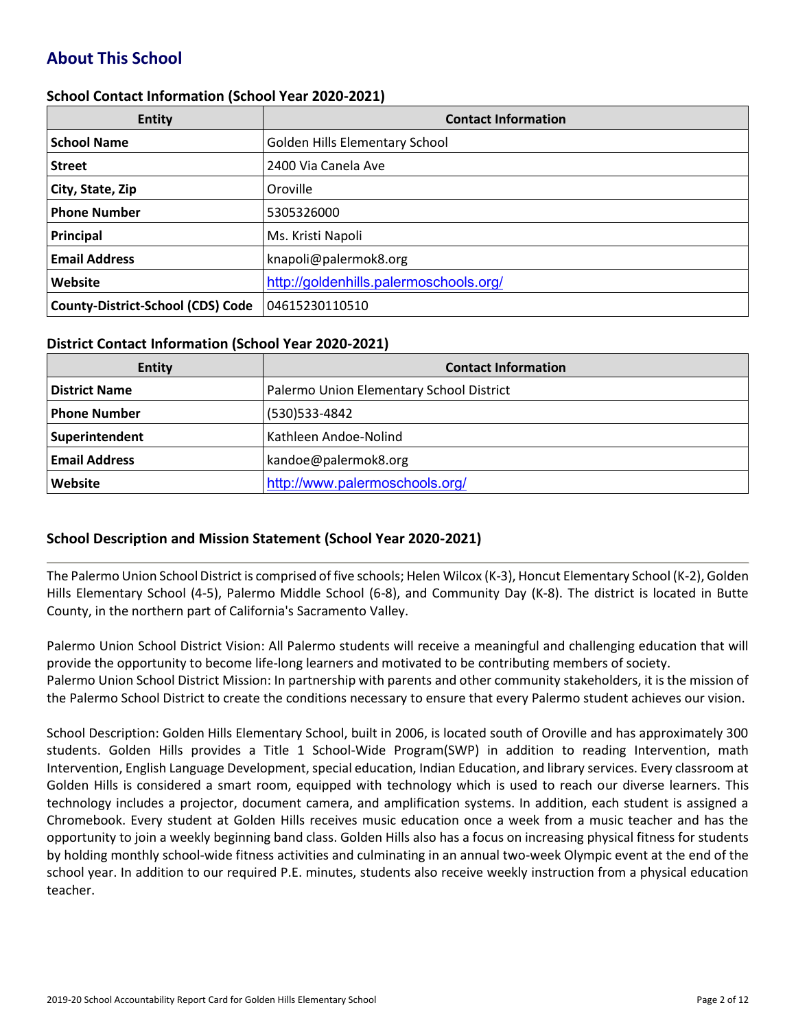## About This School

### School Contact Information (School Year 2020-2021)

| Entity | Contact Information |
|---|---|
| **School Name** | Golden Hills Elementary School |
| **Street** | 2400 Via Canela Ave |
| **City, State, Zip** | Oroville |
| **Phone Number** | 5305326000 |
| **Principal** | Ms. Kristi Napoli |
| **Email Address** | knapoli@palermok8.org |
| **Website** | http://goldenhills.palermoschools.org/ |
| **County-District-School (CDS) Code** | 04615230110510 |

### District Contact Information (School Year 2020-2021)

| Entity | Contact Information |
|---|---|
| **District Name** | Palermo Union Elementary School District |
| **Phone Number** | (530)533-4842 |
| **Superintendent** | Kathleen Andoe-Nolind |
| **Email Address** | kandoe@palermok8.org |
| **Website** | http://www.palermoschools.org/ |

### School Description and Mission Statement (School Year 2020-2021)

The Palermo Union School District is comprised of five schools; Helen Wilcox (K-3), Honcut Elementary School (K-2), Golden Hills Elementary School (4-5), Palermo Middle School (6-8), and Community Day (K-8). The district is located in Butte County, in the northern part of California's Sacramento Valley.

Palermo Union School District Vision: All Palermo students will receive a meaningful and challenging education that will provide the opportunity to become life-long learners and motivated to be contributing members of society.
Palermo Union School District Mission: In partnership with parents and other community stakeholders, it is the mission of the Palermo School District to create the conditions necessary to ensure that every Palermo student achieves our vision.

School Description: Golden Hills Elementary School, built in 2006, is located south of Oroville and has approximately 300 students. Golden Hills provides a Title 1 School-Wide Program(SWP) in addition to reading Intervention, math Intervention, English Language Development, special education, Indian Education, and library services. Every classroom at Golden Hills is considered a smart room, equipped with technology which is used to reach our diverse learners. This technology includes a projector, document camera, and amplification systems. In addition, each student is assigned a Chromebook. Every student at Golden Hills receives music education once a week from a music teacher and has the opportunity to join a weekly beginning band class. Golden Hills also has a focus on increasing physical fitness for students by holding monthly school-wide fitness activities and culminating in an annual two-week Olympic event at the end of the school year. In addition to our required P.E. minutes, students also receive weekly instruction from a physical education teacher.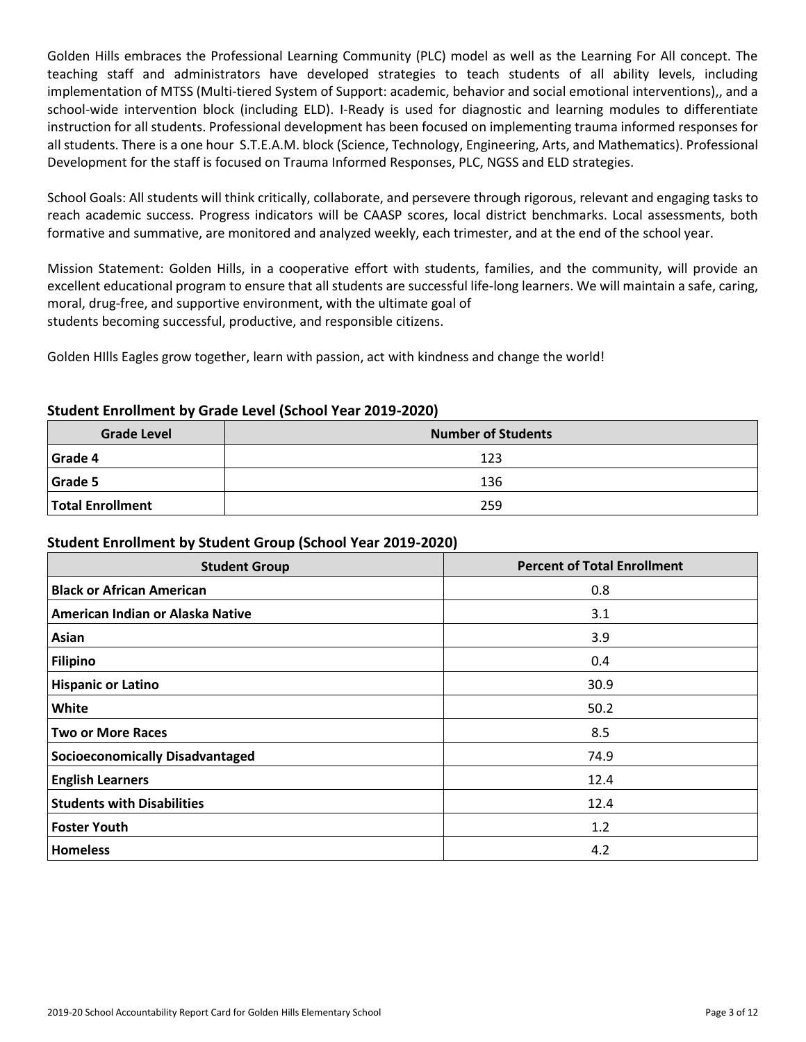Golden Hills embraces the Professional Learning Community (PLC) model as well as the Learning For All concept. The teaching staff and administrators have developed strategies to teach students of all ability levels, including implementation of MTSS (Multi-tiered System of Support: academic, behavior and social emotional interventions),, and a school-wide intervention block (including ELD). I-Ready is used for diagnostic and learning modules to differentiate instruction for all students. Professional development has been focused on implementing trauma informed responses for all students. There is a one hour S.T.E.A.M. block (Science, Technology, Engineering, Arts, and Mathematics). Professional Development for the staff is focused on Trauma Informed Responses, PLC, NGSS and ELD strategies.

School Goals: All students will think critically, collaborate, and persevere through rigorous, relevant and engaging tasks to reach academic success. Progress indicators will be CAASP scores, local district benchmarks. Local assessments, both formative and summative, are monitored and analyzed weekly, each trimester, and at the end of the school year.

Mission Statement: Golden Hills, in a cooperative effort with students, families, and the community, will provide an excellent educational program to ensure that all students are successful life-long learners. We will maintain a safe, caring, moral, drug-free, and supportive environment, with the ultimate goal of
students becoming successful, productive, and responsible citizens.

Golden HIlls Eagles grow together, learn with passion, act with kindness and change the world!

### Student Enrollment by Grade Level (School Year 2019-2020)

| Grade Level | Number of Students |
|---|---|
| **Grade 4** | 123 |
| **Grade 5** | 136 |
| **Total Enrollment** | 259 |

### Student Enrollment by Student Group (School Year 2019-2020)

| Student Group | Percent of Total Enrollment |
|---|---|
| **Black or African American** | 0.8 |
| **American Indian or Alaska Native** | 3.1 |
| **Asian** | 3.9 |
| **Filipino** | 0.4 |
| **Hispanic or Latino** | 30.9 |
| **White** | 50.2 |
| **Two or More Races** | 8.5 |
| **Socioeconomically Disadvantaged** | 74.9 |
| **English Learners** | 12.4 |
| **Students with Disabilities** | 12.4 |
| **Foster Youth** | 1.2 |
| **Homeless** | 4.2 |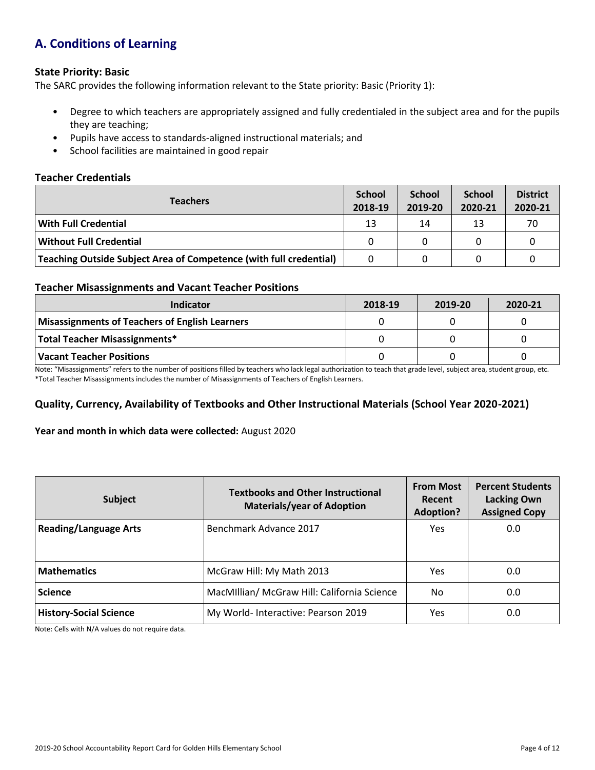## A. Conditions of Learning

### State Priority: Basic

The SARC provides the following information relevant to the State priority: Basic (Priority 1):

- Degree to which teachers are appropriately assigned and fully credentialed in the subject area and for the pupils they are teaching;
- Pupils have access to standards-aligned instructional materials; and
- School facilities are maintained in good repair

### Teacher Credentials

| Teachers | School 2018-19 | School 2019-20 | School 2020-21 | District 2020-21 |
|---|---|---|---|---|
| **With Full Credential** | 13 | 14 | 13 | 70 |
| **Without Full Credential** | 0 | 0 | 0 | 0 |
| **Teaching Outside Subject Area of Competence (with full credential)** | 0 | 0 | 0 | 0 |

### Teacher Misassignments and Vacant Teacher Positions

| Indicator | 2018-19 | 2019-20 | 2020-21 |
|---|---|---|---|
| **Misassignments of Teachers of English Learners** | 0 | 0 | 0 |
| **Total Teacher Misassignments*** | 0 | 0 | 0 |
| **Vacant Teacher Positions** | 0 | 0 | 0 |

Note: "Misassignments" refers to the number of positions filled by teachers who lack legal authorization to teach that grade level, subject area, student group, etc.
*Total Teacher Misassignments includes the number of Misassignments of Teachers of English Learners.

### Quality, Currency, Availability of Textbooks and Other Instructional Materials (School Year 2020-2021)

**Year and month in which data were collected:** August 2020

| Subject | Textbooks and Other Instructional Materials/year of Adoption | From Most Recent Adoption? | Percent Students Lacking Own Assigned Copy |
|---|---|---|---|
| **Reading/Language Arts** | Benchmark Advance 2017 | Yes | 0.0 |
| **Mathematics** | McGraw Hill: My Math 2013 | Yes | 0.0 |
| **Science** | MacMIllian/ McGraw Hill: California Science | No | 0.0 |
| **History-Social Science** | My World- Interactive: Pearson 2019 | Yes | 0.0 |

Note: Cells with N/A values do not require data.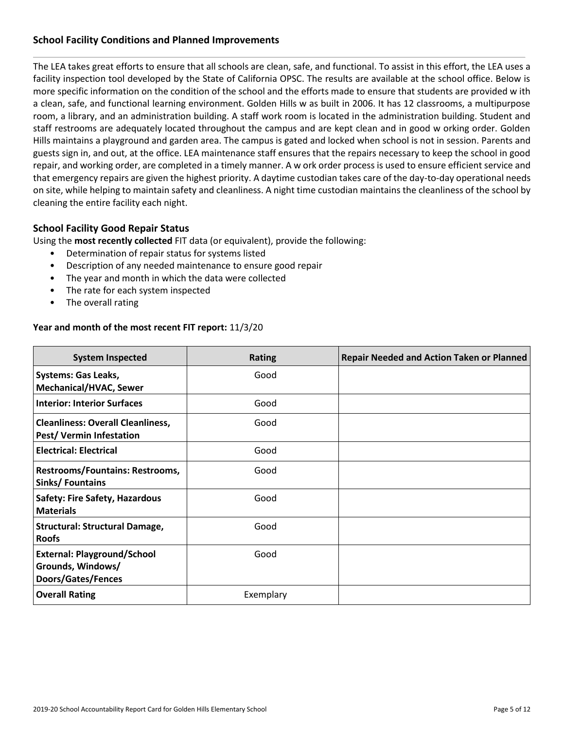### School Facility Conditions and Planned Improvements

The LEA takes great efforts to ensure that all schools are clean, safe, and functional. To assist in this effort, the LEA uses a facility inspection tool developed by the State of California OPSC. The results are available at the school office. Below is more specific information on the condition of the school and the efforts made to ensure that students are provided w ith a clean, safe, and functional learning environment. Golden Hills w as built in 2006. It has 12 classrooms, a multipurpose room, a library, and an administration building. A staff work room is located in the administration building. Student and staff restrooms are adequately located throughout the campus and are kept clean and in good w orking order. Golden Hills maintains a playground and garden area. The campus is gated and locked when school is not in session. Parents and guests sign in, and out, at the office. LEA maintenance staff ensures that the repairs necessary to keep the school in good repair, and working order, are completed in a timely manner. A w ork order process is used to ensure efficient service and that emergency repairs are given the highest priority. A daytime custodian takes care of the day-to-day operational needs on site, while helping to maintain safety and cleanliness. A night time custodian maintains the cleanliness of the school by cleaning the entire facility each night.

### School Facility Good Repair Status

Using the **most recently collected** FIT data (or equivalent), provide the following:

- Determination of repair status for systems listed
- Description of any needed maintenance to ensure good repair
- The year and month in which the data were collected
- The rate for each system inspected
- The overall rating

**Year and month of the most recent FIT report:** 11/3/20

| System Inspected | Rating | Repair Needed and Action Taken or Planned |
|---|---|---|
| **Systems: Gas Leaks, Mechanical/HVAC, Sewer** | Good | |
| **Interior: Interior Surfaces** | Good | |
| **Cleanliness: Overall Cleanliness, Pest/ Vermin Infestation** | Good | |
| **Electrical: Electrical** | Good | |
| **Restrooms/Fountains: Restrooms, Sinks/ Fountains** | Good | |
| **Safety: Fire Safety, Hazardous Materials** | Good | |
| **Structural: Structural Damage, Roofs** | Good | |
| **External: Playground/School Grounds, Windows/ Doors/Gates/Fences** | Good | |
| **Overall Rating** | Exemplary | |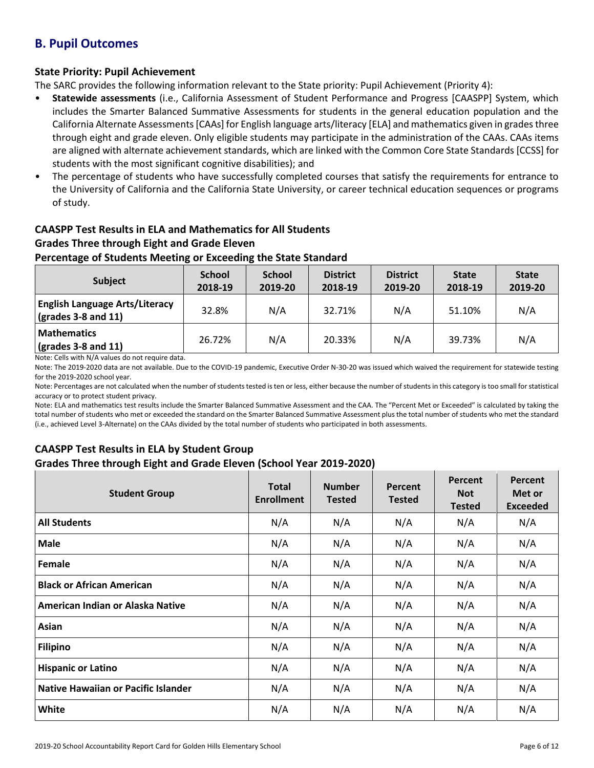## B. Pupil Outcomes

### State Priority: Pupil Achievement

The SARC provides the following information relevant to the State priority: Pupil Achievement (Priority 4):

- **Statewide assessments** (i.e., California Assessment of Student Performance and Progress [CAASPP] System, which includes the Smarter Balanced Summative Assessments for students in the general education population and the California Alternate Assessments [CAAs] for English language arts/literacy [ELA] and mathematics given in grades three through eight and grade eleven. Only eligible students may participate in the administration of the CAAs. CAAs items are aligned with alternate achievement standards, which are linked with the Common Core State Standards [CCSS] for students with the most significant cognitive disabilities); and
- The percentage of students who have successfully completed courses that satisfy the requirements for entrance to the University of California and the California State University, or career technical education sequences or programs of study.

### CAASPP Test Results in ELA and Mathematics for All Students
### Grades Three through Eight and Grade Eleven
### Percentage of Students Meeting or Exceeding the State Standard

| Subject | School 2018-19 | School 2019-20 | District 2018-19 | District 2019-20 | State 2018-19 | State 2019-20 |
|---|---|---|---|---|---|---|
| **English Language Arts/Literacy (grades 3-8 and 11)** | 32.8% | N/A | 32.71% | N/A | 51.10% | N/A |
| **Mathematics (grades 3-8 and 11)** | 26.72% | N/A | 20.33% | N/A | 39.73% | N/A |

Note: Cells with N/A values do not require data.

Note: The 2019-2020 data are not available. Due to the COVID-19 pandemic, Executive Order N-30-20 was issued which waived the requirement for statewide testing for the 2019-2020 school year.

Note: Percentages are not calculated when the number of students tested is ten or less, either because the number of students in this category is too small for statistical accuracy or to protect student privacy.

Note: ELA and mathematics test results include the Smarter Balanced Summative Assessment and the CAA. The "Percent Met or Exceeded" is calculated by taking the total number of students who met or exceeded the standard on the Smarter Balanced Summative Assessment plus the total number of students who met the standard (i.e., achieved Level 3-Alternate) on the CAAs divided by the total number of students who participated in both assessments.

### CAASPP Test Results in ELA by Student Group
### Grades Three through Eight and Grade Eleven (School Year 2019-2020)

| Student Group | Total Enrollment | Number Tested | Percent Tested | Percent Not Tested | Percent Met or Exceeded |
|---|---|---|---|---|---|
| **All Students** | N/A | N/A | N/A | N/A | N/A |
| **Male** | N/A | N/A | N/A | N/A | N/A |
| **Female** | N/A | N/A | N/A | N/A | N/A |
| **Black or African American** | N/A | N/A | N/A | N/A | N/A |
| **American Indian or Alaska Native** | N/A | N/A | N/A | N/A | N/A |
| **Asian** | N/A | N/A | N/A | N/A | N/A |
| **Filipino** | N/A | N/A | N/A | N/A | N/A |
| **Hispanic or Latino** | N/A | N/A | N/A | N/A | N/A |
| **Native Hawaiian or Pacific Islander** | N/A | N/A | N/A | N/A | N/A |
| **White** | N/A | N/A | N/A | N/A | N/A |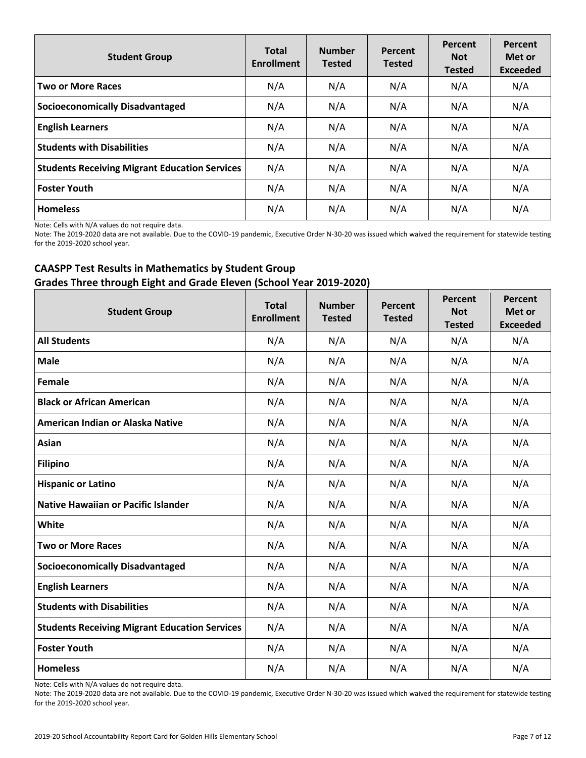| Student Group | Total Enrollment | Number Tested | Percent Tested | Percent Not Tested | Percent Met or Exceeded |
|---|---|---|---|---|---|
| **Two or More Races** | N/A | N/A | N/A | N/A | N/A |
| **Socioeconomically Disadvantaged** | N/A | N/A | N/A | N/A | N/A |
| **English Learners** | N/A | N/A | N/A | N/A | N/A |
| **Students with Disabilities** | N/A | N/A | N/A | N/A | N/A |
| **Students Receiving Migrant Education Services** | N/A | N/A | N/A | N/A | N/A |
| **Foster Youth** | N/A | N/A | N/A | N/A | N/A |
| **Homeless** | N/A | N/A | N/A | N/A | N/A |

Note: Cells with N/A values do not require data.

Note: The 2019-2020 data are not available. Due to the COVID-19 pandemic, Executive Order N-30-20 was issued which waived the requirement for statewide testing for the 2019-2020 school year.

### CAASPP Test Results in Mathematics by Student Group
### Grades Three through Eight and Grade Eleven (School Year 2019-2020)

| Student Group | Total Enrollment | Number Tested | Percent Tested | Percent Not Tested | Percent Met or Exceeded |
|---|---|---|---|---|---|
| **All Students** | N/A | N/A | N/A | N/A | N/A |
| **Male** | N/A | N/A | N/A | N/A | N/A |
| **Female** | N/A | N/A | N/A | N/A | N/A |
| **Black or African American** | N/A | N/A | N/A | N/A | N/A |
| **American Indian or Alaska Native** | N/A | N/A | N/A | N/A | N/A |
| **Asian** | N/A | N/A | N/A | N/A | N/A |
| **Filipino** | N/A | N/A | N/A | N/A | N/A |
| **Hispanic or Latino** | N/A | N/A | N/A | N/A | N/A |
| **Native Hawaiian or Pacific Islander** | N/A | N/A | N/A | N/A | N/A |
| **White** | N/A | N/A | N/A | N/A | N/A |
| **Two or More Races** | N/A | N/A | N/A | N/A | N/A |
| **Socioeconomically Disadvantaged** | N/A | N/A | N/A | N/A | N/A |
| **English Learners** | N/A | N/A | N/A | N/A | N/A |
| **Students with Disabilities** | N/A | N/A | N/A | N/A | N/A |
| **Students Receiving Migrant Education Services** | N/A | N/A | N/A | N/A | N/A |
| **Foster Youth** | N/A | N/A | N/A | N/A | N/A |
| **Homeless** | N/A | N/A | N/A | N/A | N/A |

Note: Cells with N/A values do not require data.

Note: The 2019-2020 data are not available. Due to the COVID-19 pandemic, Executive Order N-30-20 was issued which waived the requirement for statewide testing for the 2019-2020 school year.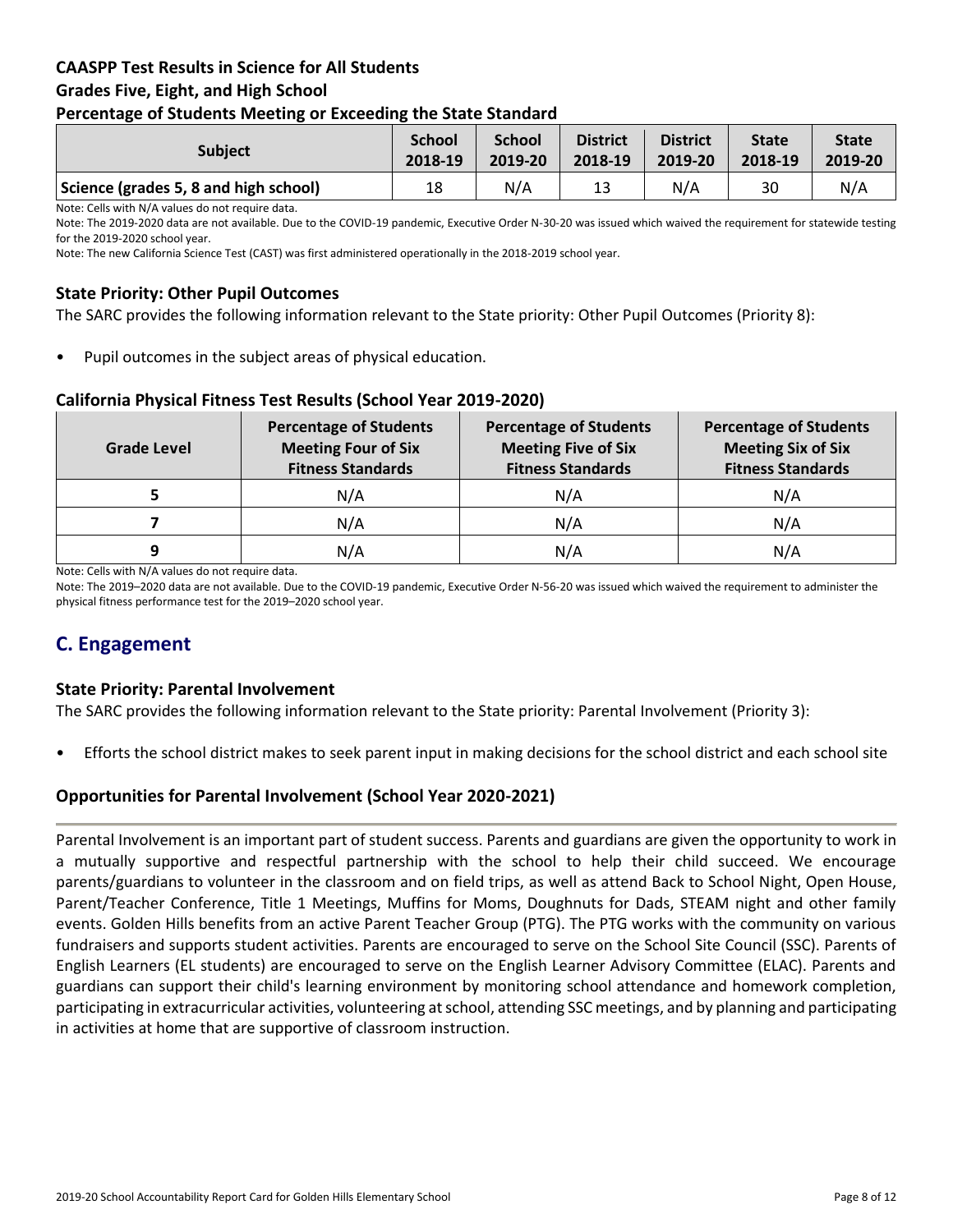### CAASPP Test Results in Science for All Students
### Grades Five, Eight, and High School
### Percentage of Students Meeting or Exceeding the State Standard

| Subject | School 2018-19 | School 2019-20 | District 2018-19 | District 2019-20 | State 2018-19 | State 2019-20 |
|---|---|---|---|---|---|---|
| Science (grades 5, 8 and high school) | 18 | N/A | 13 | N/A | 30 | N/A |

Note: Cells with N/A values do not require data.

Note: The 2019-2020 data are not available. Due to the COVID-19 pandemic, Executive Order N-30-20 was issued which waived the requirement for statewide testing for the 2019-2020 school year.

Note: The new California Science Test (CAST) was first administered operationally in the 2018-2019 school year.

### State Priority: Other Pupil Outcomes

The SARC provides the following information relevant to the State priority: Other Pupil Outcomes (Priority 8):

- Pupil outcomes in the subject areas of physical education.

### California Physical Fitness Test Results (School Year 2019-2020)

| Grade Level | Percentage of Students Meeting Four of Six Fitness Standards | Percentage of Students Meeting Five of Six Fitness Standards | Percentage of Students Meeting Six of Six Fitness Standards |
|---|---|---|---|
| 5 | N/A | N/A | N/A |
| 7 | N/A | N/A | N/A |
| 9 | N/A | N/A | N/A |

Note: Cells with N/A values do not require data.

Note: The 2019–2020 data are not available. Due to the COVID-19 pandemic, Executive Order N-56-20 was issued which waived the requirement to administer the physical fitness performance test for the 2019–2020 school year.

## C. Engagement

### State Priority: Parental Involvement

The SARC provides the following information relevant to the State priority: Parental Involvement (Priority 3):

- Efforts the school district makes to seek parent input in making decisions for the school district and each school site

### Opportunities for Parental Involvement (School Year 2020-2021)

Parental Involvement is an important part of student success. Parents and guardians are given the opportunity to work in a mutually supportive and respectful partnership with the school to help their child succeed. We encourage parents/guardians to volunteer in the classroom and on field trips, as well as attend Back to School Night, Open House, Parent/Teacher Conference, Title 1 Meetings, Muffins for Moms, Doughnuts for Dads, STEAM night and other family events. Golden Hills benefits from an active Parent Teacher Group (PTG). The PTG works with the community on various fundraisers and supports student activities. Parents are encouraged to serve on the School Site Council (SSC). Parents of English Learners (EL students) are encouraged to serve on the English Learner Advisory Committee (ELAC). Parents and guardians can support their child's learning environment by monitoring school attendance and homework completion, participating in extracurricular activities, volunteering at school, attending SSC meetings, and by planning and participating in activities at home that are supportive of classroom instruction.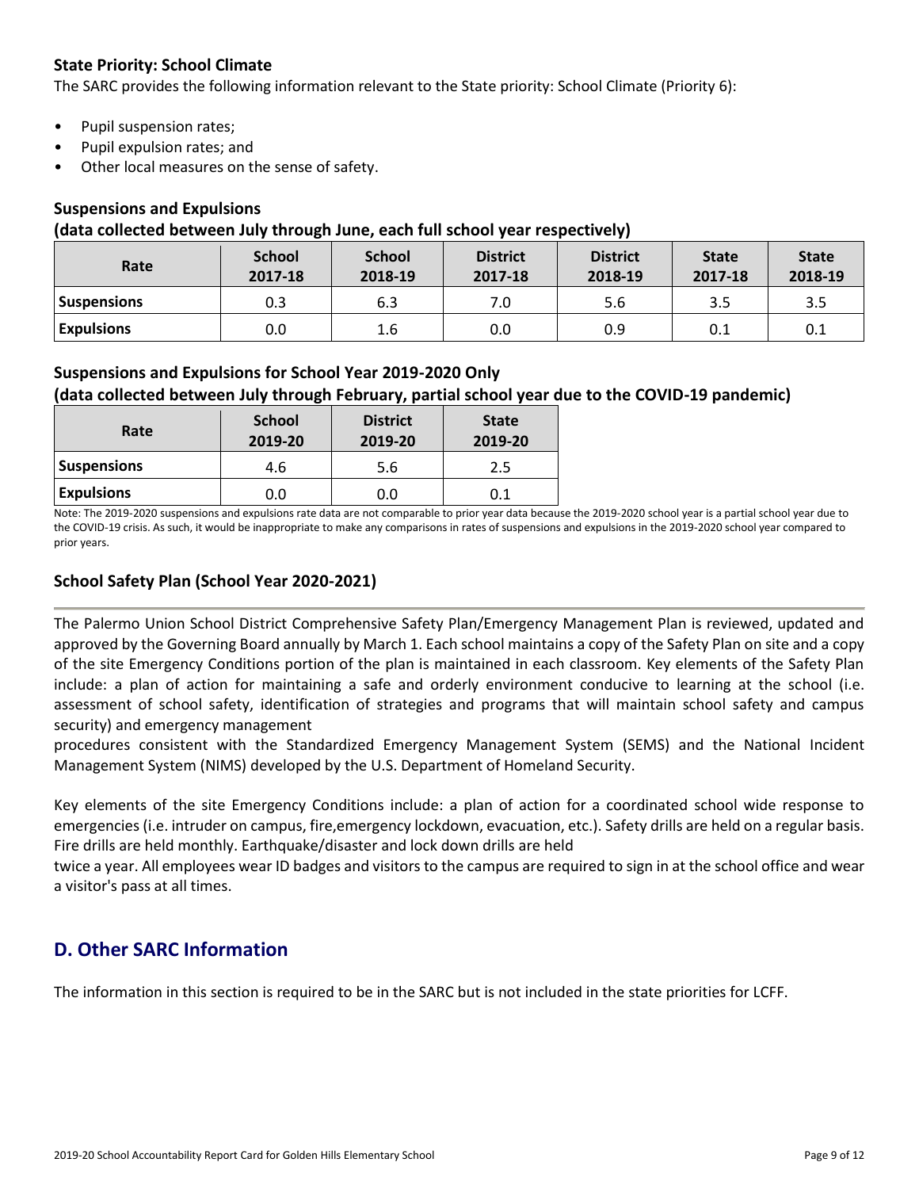### State Priority: School Climate

The SARC provides the following information relevant to the State priority: School Climate (Priority 6):

- Pupil suspension rates;
- Pupil expulsion rates; and
- Other local measures on the sense of safety.

### Suspensions and Expulsions
**(data collected between July through June, each full school year respectively)**

| Rate | School 2017-18 | School 2018-19 | District 2017-18 | District 2018-19 | State 2017-18 | State 2018-19 |
|---|---|---|---|---|---|---|
| Suspensions | 0.3 | 6.3 | 7.0 | 5.6 | 3.5 | 3.5 |
| Expulsions | 0.0 | 1.6 | 0.0 | 0.9 | 0.1 | 0.1 |

### Suspensions and Expulsions for School Year 2019-2020 Only
**(data collected between July through February, partial school year due to the COVID-19 pandemic)**

| Rate | School 2019-20 | District 2019-20 | State 2019-20 |
|---|---|---|---|
| Suspensions | 4.6 | 5.6 | 2.5 |
| Expulsions | 0.0 | 0.0 | 0.1 |

Note: The 2019-2020 suspensions and expulsions rate data are not comparable to prior year data because the 2019-2020 school year is a partial school year due to the COVID-19 crisis. As such, it would be inappropriate to make any comparisons in rates of suspensions and expulsions in the 2019-2020 school year compared to prior years.

### School Safety Plan (School Year 2020-2021)

The Palermo Union School District Comprehensive Safety Plan/Emergency Management Plan is reviewed, updated and approved by the Governing Board annually by March 1. Each school maintains a copy of the Safety Plan on site and a copy of the site Emergency Conditions portion of the plan is maintained in each classroom. Key elements of the Safety Plan include: a plan of action for maintaining a safe and orderly environment conducive to learning at the school (i.e. assessment of school safety, identification of strategies and programs that will maintain school safety and campus security) and emergency management procedures consistent with the Standardized Emergency Management System (SEMS) and the National Incident Management System (NIMS) developed by the U.S. Department of Homeland Security.

Key elements of the site Emergency Conditions include: a plan of action for a coordinated school wide response to emergencies (i.e. intruder on campus, fire,emergency lockdown, evacuation, etc.). Safety drills are held on a regular basis. Fire drills are held monthly. Earthquake/disaster and lock down drills are held twice a year. All employees wear ID badges and visitors to the campus are required to sign in at the school office and wear a visitor's pass at all times.

## D. Other SARC Information

The information in this section is required to be in the SARC but is not included in the state priorities for LCFF.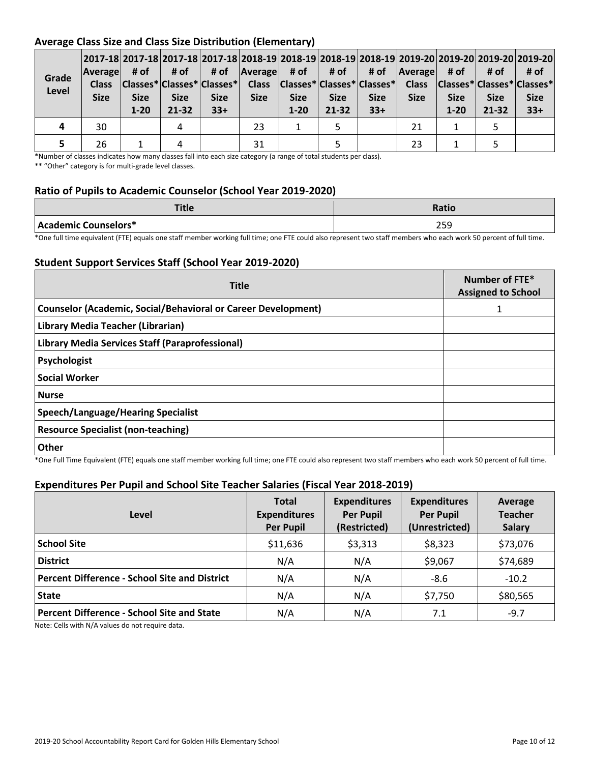### Average Class Size and Class Size Distribution (Elementary)

| Grade Level | 2017-18 Average Class Size | 2017-18 # of Classes* Size 1-20 | 2017-18 # of Classes* Size 21-32 | 2017-18 # of Classes* Size 33+ | 2018-19 Average Class Size | 2018-19 # of Classes* Size 1-20 | 2018-19 # of Classes* Size 21-32 | 2018-19 # of Classes* Size 33+ | 2019-20 Average Class Size | 2019-20 # of Classes* Size 1-20 | 2019-20 # of Classes* Size 21-32 | 2019-20 # of Classes* Size 33+ |
|---|---|---|---|---|---|---|---|---|---|---|---|---|
| 4 | 30 | | 4 | | 23 | 1 | 5 | | 21 | 1 | 5 | |
| 5 | 26 | 1 | 4 | | 31 | | 5 | | 23 | 1 | 5 | |

*Number of classes indicates how many classes fall into each size category (a range of total students per class).

** "Other" category is for multi-grade level classes.

### Ratio of Pupils to Academic Counselor (School Year 2019-2020)

| Title | Ratio |
|---|---|
| Academic Counselors* | 259 |

*One full time equivalent (FTE) equals one staff member working full time; one FTE could also represent two staff members who each work 50 percent of full time.

### Student Support Services Staff (School Year 2019-2020)

| Title | Number of FTE* Assigned to School |
|---|---|
| Counselor (Academic, Social/Behavioral or Career Development) | 1 |
| Library Media Teacher (Librarian) | |
| Library Media Services Staff (Paraprofessional) | |
| Psychologist | |
| Social Worker | |
| Nurse | |
| Speech/Language/Hearing Specialist | |
| Resource Specialist (non-teaching) | |
| Other | |

*One Full Time Equivalent (FTE) equals one staff member working full time; one FTE could also represent two staff members who each work 50 percent of full time.

### Expenditures Per Pupil and School Site Teacher Salaries (Fiscal Year 2018-2019)

| Level | Total Expenditures Per Pupil | Expenditures Per Pupil (Restricted) | Expenditures Per Pupil (Unrestricted) | Average Teacher Salary |
|---|---|---|---|---|
| School Site | $11,636 | $3,313 | $8,323 | $73,076 |
| District | N/A | N/A | $9,067 | $74,689 |
| Percent Difference - School Site and District | N/A | N/A | -8.6 | -10.2 |
| State | N/A | N/A | $7,750 | $80,565 |
| Percent Difference - School Site and State | N/A | N/A | 7.1 | -9.7 |

Note: Cells with N/A values do not require data.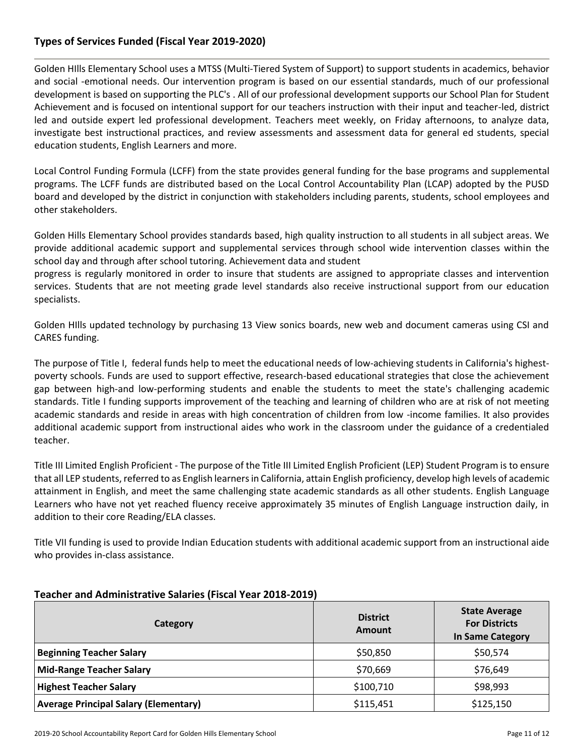## Types of Services Funded (Fiscal Year 2019-2020)

Golden HIlls Elementary School uses a MTSS (Multi-Tiered System of Support) to support students in academics, behavior and social -emotional needs. Our intervention program is based on our essential standards, much of our professional development is based on supporting the PLC's . All of our professional development supports our School Plan for Student Achievement and is focused on intentional support for our teachers instruction with their input and teacher-led, district led and outside expert led professional development. Teachers meet weekly, on Friday afternoons, to analyze data, investigate best instructional practices, and review assessments and assessment data for general ed students, special education students, English Learners and more.

Local Control Funding Formula (LCFF) from the state provides general funding for the base programs and supplemental programs. The LCFF funds are distributed based on the Local Control Accountability Plan (LCAP) adopted by the PUSD board and developed by the district in conjunction with stakeholders including parents, students, school employees and other stakeholders.

Golden Hills Elementary School provides standards based, high quality instruction to all students in all subject areas. We provide additional academic support and supplemental services through school wide intervention classes within the school day and through after school tutoring. Achievement data and student
progress is regularly monitored in order to insure that students are assigned to appropriate classes and intervention services. Students that are not meeting grade level standards also receive instructional support from our education specialists.

Golden HIlls updated technology by purchasing 13 View sonics boards, new web and document cameras using CSI and CARES funding.

The purpose of Title I, federal funds help to meet the educational needs of low-achieving students in California's highest-poverty schools. Funds are used to support effective, research-based educational strategies that close the achievement gap between high-and low-performing students and enable the students to meet the state's challenging academic standards. Title I funding supports improvement of the teaching and learning of children who are at risk of not meeting academic standards and reside in areas with high concentration of children from low -income families. It also provides additional academic support from instructional aides who work in the classroom under the guidance of a credentialed teacher.

Title III Limited English Proficient - The purpose of the Title III Limited English Proficient (LEP) Student Program is to ensure that all LEP students, referred to as English learners in California, attain English proficiency, develop high levels of academic attainment in English, and meet the same challenging state academic standards as all other students. English Language Learners who have not yet reached fluency receive approximately 35 minutes of English Language instruction daily, in addition to their core Reading/ELA classes.

Title VII funding is used to provide Indian Education students with additional academic support from an instructional aide who provides in-class assistance.

## Teacher and Administrative Salaries (Fiscal Year 2018-2019)

| Category | District Amount | State Average For Districts In Same Category |
|---|---|---|
| **Beginning Teacher Salary** | $50,850 | $50,574 |
| **Mid-Range Teacher Salary** | $70,669 | $76,649 |
| **Highest Teacher Salary** | $100,710 | $98,993 |
| **Average Principal Salary (Elementary)** | $115,451 | $125,150 |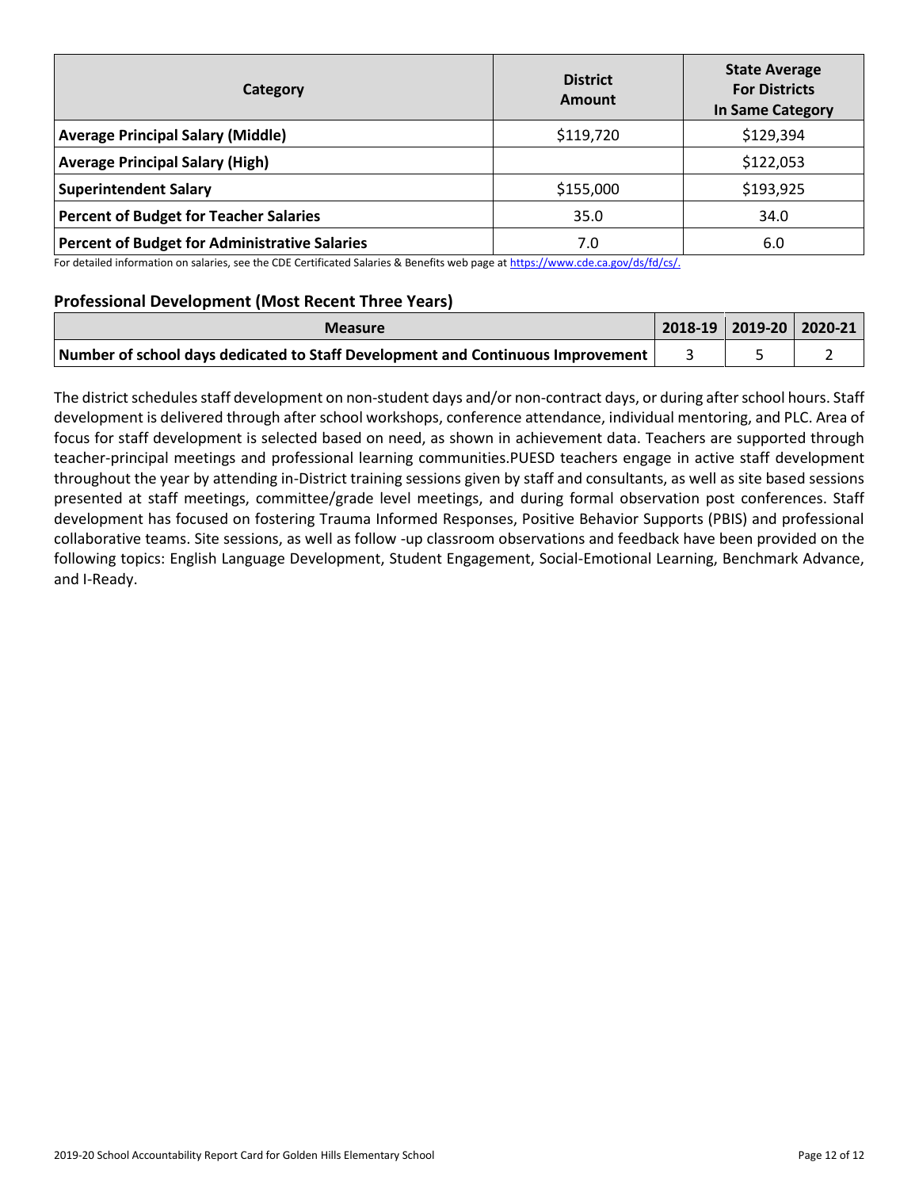| Category | District Amount | State Average For Districts In Same Category |
| --- | --- | --- |
| **Average Principal Salary (Middle)** | $119,720 | $129,394 |
| **Average Principal Salary (High)** | | $122,053 |
| **Superintendent Salary** | $155,000 | $193,925 |
| **Percent of Budget for Teacher Salaries** | 35.0 | 34.0 |
| **Percent of Budget for Administrative Salaries** | 7.0 | 6.0 |

For detailed information on salaries, see the CDE Certificated Salaries & Benefits web page at https://www.cde.ca.gov/ds/fd/cs/.

### Professional Development (Most Recent Three Years)

| Measure | 2018-19 | 2019-20 | 2020-21 |
| --- | --- | --- | --- |
| **Number of school days dedicated to Staff Development and Continuous Improvement** | 3 | 5 | 2 |

The district schedules staff development on non-student days and/or non-contract days, or during after school hours. Staff development is delivered through after school workshops, conference attendance, individual mentoring, and PLC. Area of focus for staff development is selected based on need, as shown in achievement data. Teachers are supported through teacher-principal meetings and professional learning communities.PUESD teachers engage in active staff development throughout the year by attending in-District training sessions given by staff and consultants, as well as site based sessions presented at staff meetings, committee/grade level meetings, and during formal observation post conferences. Staff development has focused on fostering Trauma Informed Responses, Positive Behavior Supports (PBIS) and professional collaborative teams. Site sessions, as well as follow -up classroom observations and feedback have been provided on the following topics: English Language Development, Student Engagement, Social-Emotional Learning, Benchmark Advance, and I-Ready.